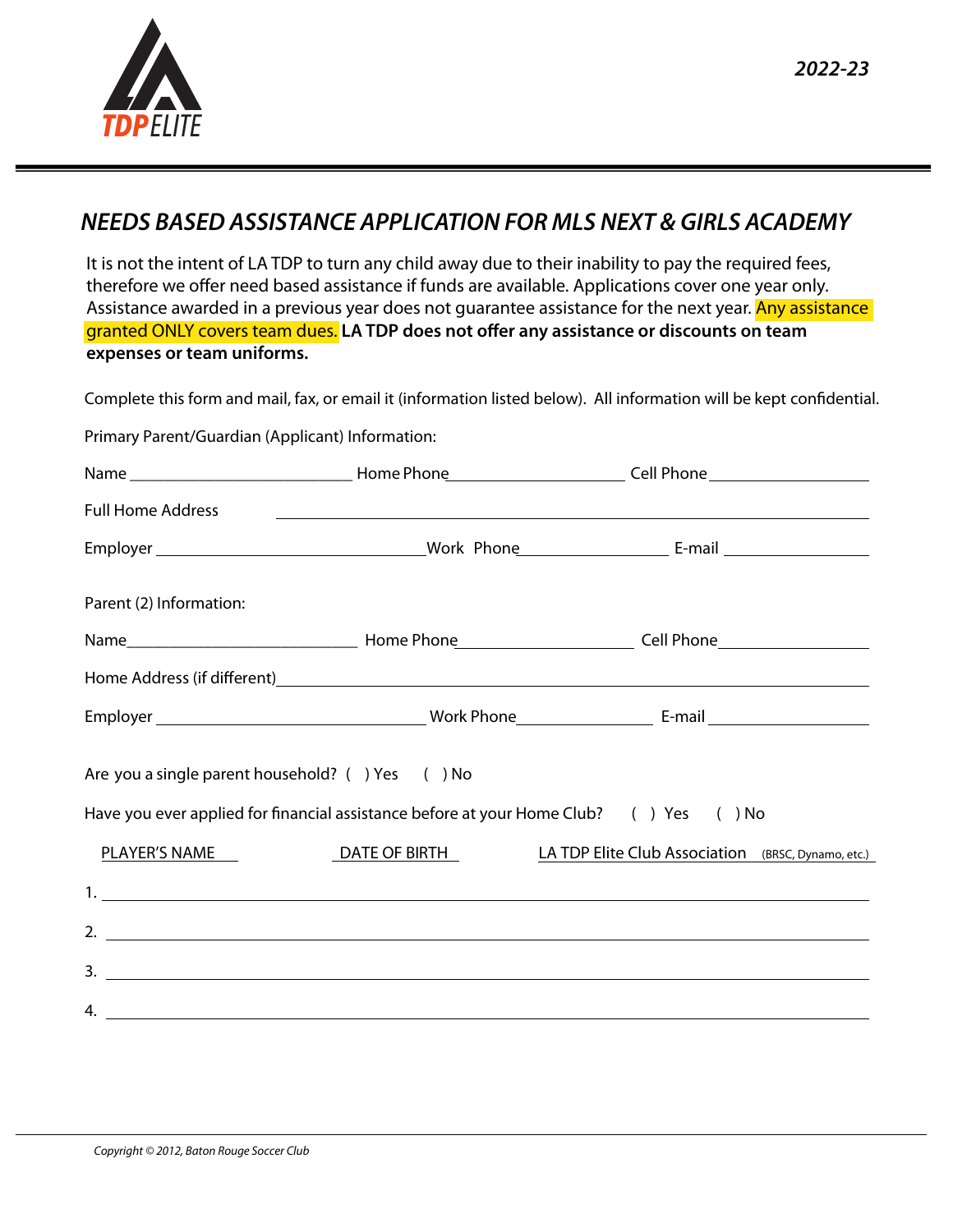TDP ELITE

*2022-23*

## *NEEDS BASED ASSISTANCE APPLICATION FOR MLS NEXT & GIRLS ACADEMY*

It is not the intent of LA TDP to turn any child away due to their inability to pay the required fees, therefore we offer need based assistance if funds are available. Applications cover one year only. Assistance awarded in a previous year does not guarantee assistance for the next year. Any assistance granted ONLY covers team dues. **LA TDP does not offer any assistance or discounts on team expenses or team uniforms.**

Complete this form and mail, fax, or email it (information listed below). All information will be kept confidential.

Primary Parent/Guardian (Applicant) Information:

Name ___________________________ Home Phone_____________________ Cell Phone ___________________

Full Home Address _______________________________________________________________________

Employer _________________________________ Work Phone__________________ E-mail _________________

Parent (2) Information:

Name____________________________ Home Phone_____________________ Cell Phone__________________

Home Address (if different)______________________________________________________________________

Employer _________________________________ Work Phone________________ E-mail ____________________

Are you a single parent household? ( ) Yes ( ) No

Have you ever applied for financial assistance before at your Home Club? ( ) Yes ( ) No

| PLAYER'S NAME | DATE OF BIRTH | LA TDP Elite Club Association (BRSC, Dynamo, etc.) |
|---|---|---|
| 1. | | |
| 2. | | |
| 3. | | |
| 4. | | |

*Copyright © 2012, Baton Rouge Soccer Club*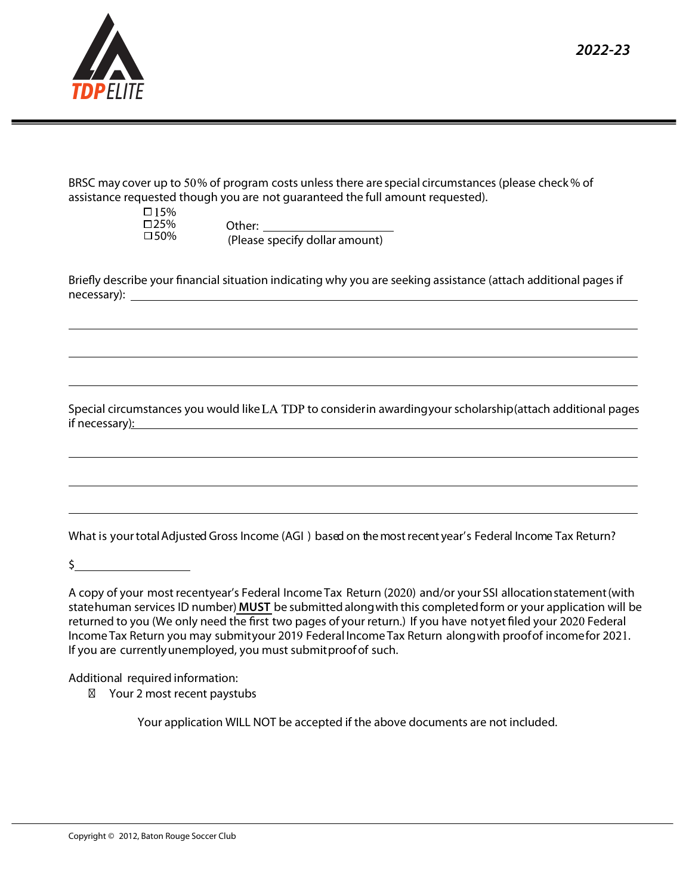2022-23

BRSC may cover up to 50% of program costs unless there are special circumstances (please check % of assistance requested though you are not guaranteed the full amount requested).

- ☐ 15%
- ☐ 25%
- ☐ 50%

Other: ____________________
(Please specify dollar amount)

Briefly describe your financial situation indicating why you are seeking assistance (attach additional pages if necessary): ____________________________________________

____________________________________________

____________________________________________

____________________________________________

Special circumstances you would like LA TDP to consider in awarding your scholarship (attach additional pages if necessary): ____________________________________________

____________________________________________

____________________________________________

____________________________________________

What is your total Adjusted Gross Income (AGI) based on the most recent year's Federal Income Tax Return?

$____________________

A copy of your most recent year's Federal Income Tax Return (2020) and/or your SSI allocation statement (with state human services ID number) **MUST** be submitted along with this completed form or your application will be returned to you (We only need the first two pages of your return.) If you have not yet filed your 2020 Federal Income Tax Return you may submit your 2019 Federal Income Tax Return along with proof of income for 2021. If you are currently unemployed, you must submit proof of such.

Additional required information:

- Your 2 most recent paystubs

Your application WILL NOT be accepted if the above documents are not included.

Copyright © 2012, Baton Rouge Soccer Club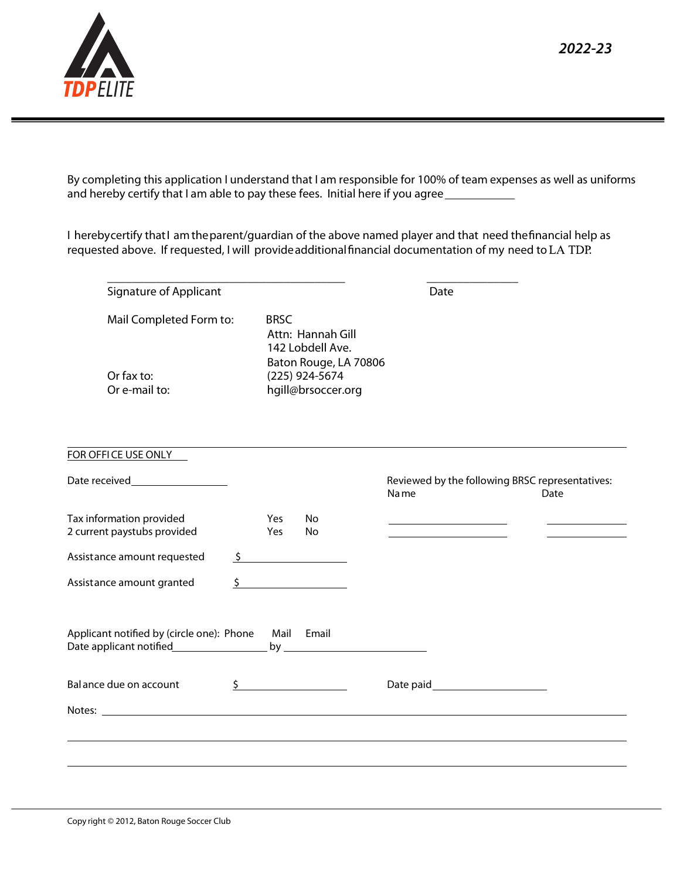TDP ELITE

*2022-23*

---

By completing this application I understand that I am responsible for 100% of team expenses as well as uniforms and hereby certify that I am able to pay these fees. Initial here if you agree ___________

I hereby certify that I am the parent/guardian of the above named player and that need the financial help as requested above. If requested, I will provide additional financial documentation of my need to LA TDP.

______________________________________ ______________

Signature of Applicant Date

Mail Completed Form to: BRSC
Attn: Hannah Gill
142 Lobdell Ave.
Baton Rouge, LA 70806

Or fax to: (225) 924-5674
Or e-mail to: hgill@brsoccer.org

---

FOR OFFICE USE ONLY

Date received_______________

Reviewed by the following BRSC representatives:

| Name | Date |
|---|---|
| ____________________ | ____________ |
| ____________________ | ____________ |

Tax information provided Yes No
2 current paystubs provided Yes No

Assistance amount requested $ ________________

Assistance amount granted $ ________________

Applicant notified by (circle one): Phone Mail Email
Date applicant notified_______________ by ______________________

Balance due on account $ ________________ Date paid __________________

Notes: ______________________________________________________________________

_____________________________________________________________________________

_____________________________________________________________________________

Copy right © 2012, Baton Rouge Soccer Club